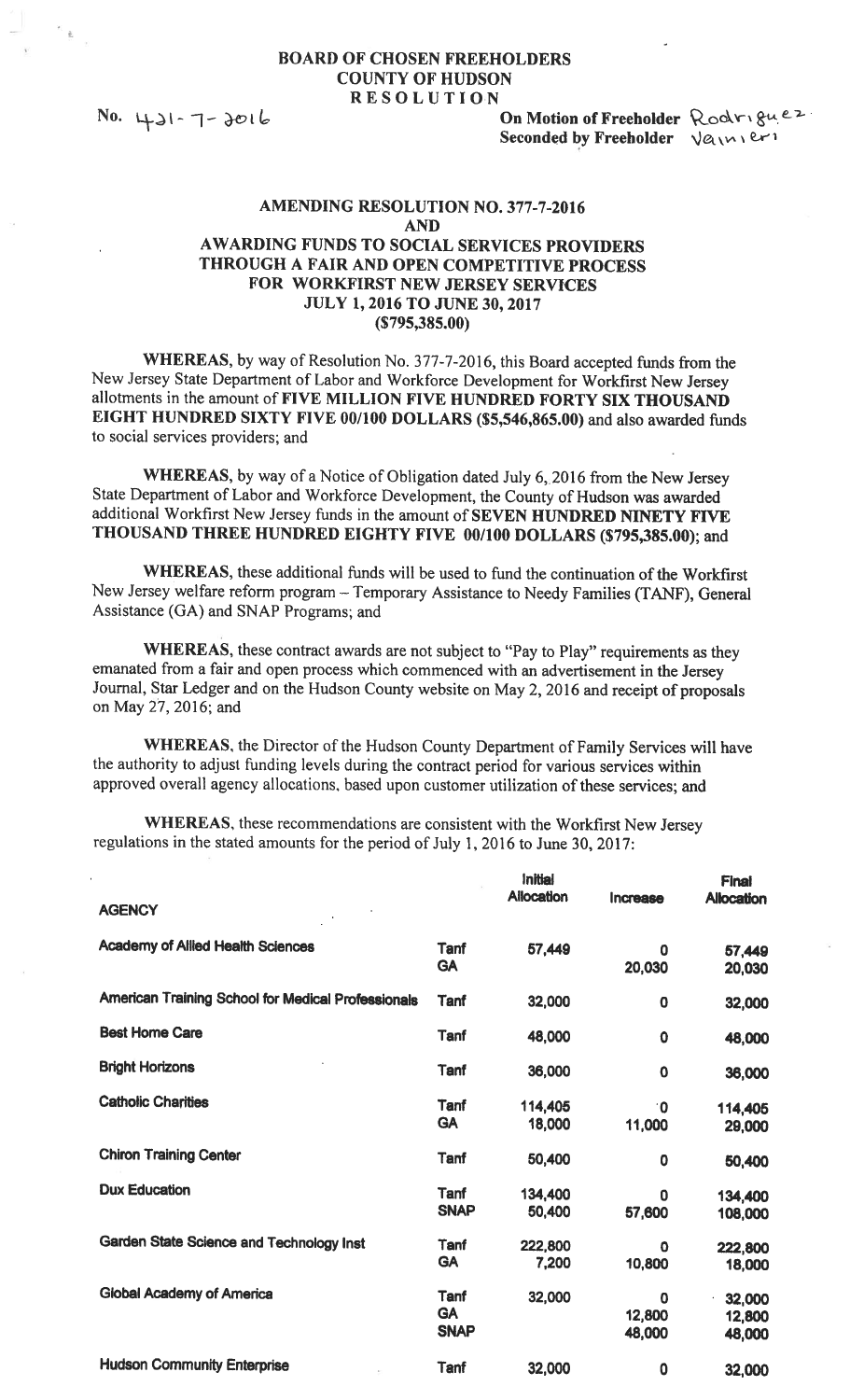**BOARD OF CHOSEN FREEHOLDERS**
**COUNTY OF HUDSON**
**RESOLUTION**

No. 421-7-2016

**On Motion of Freeholder** Rodriguez
**Seconded by Freeholder** Vainieri

**AMENDING RESOLUTION NO. 377-7-2016**
**AND**
**AWARDING FUNDS TO SOCIAL SERVICES PROVIDERS THROUGH A FAIR AND OPEN COMPETITIVE PROCESS FOR WORKFIRST NEW JERSEY SERVICES**
**JULY 1, 2016 TO JUNE 30, 2017**
**($795,385.00)**

**WHEREAS**, by way of Resolution No. 377-7-2016, this Board accepted funds from the New Jersey State Department of Labor and Workforce Development for Workfirst New Jersey allotments in the amount of **FIVE MILLION FIVE HUNDRED FORTY SIX THOUSAND EIGHT HUNDRED SIXTY FIVE 00/100 DOLLARS ($5,546,865.00)** and also awarded funds to social services providers; and

**WHEREAS**, by way of a Notice of Obligation dated July 6, 2016 from the New Jersey State Department of Labor and Workforce Development, the County of Hudson was awarded additional Workfirst New Jersey funds in the amount of **SEVEN HUNDRED NINETY FIVE THOUSAND THREE HUNDRED EIGHTY FIVE 00/100 DOLLARS ($795,385.00)**; and

**WHEREAS**, these additional funds will be used to fund the continuation of the Workfirst New Jersey welfare reform program – Temporary Assistance to Needy Families (TANF), General Assistance (GA) and SNAP Programs; and

**WHEREAS**, these contract awards are not subject to "Pay to Play" requirements as they emanated from a fair and open process which commenced with an advertisement in the Jersey Journal, Star Ledger and on the Hudson County website on May 2, 2016 and receipt of proposals on May 27, 2016; and

**WHEREAS**, the Director of the Hudson County Department of Family Services will have the authority to adjust funding levels during the contract period for various services within approved overall agency allocations, based upon customer utilization of these services; and

**WHEREAS**, these recommendations are consistent with the Workfirst New Jersey regulations in the stated amounts for the period of July 1, 2016 to June 30, 2017:

| AGENCY | | Initial Allocation | Increase | Final Allocation |
|---|---|---|---|---|
| Academy of Allied Health Sciences | Tanf | 57,449 | 0 | 57,449 |
| | GA | | 20,030 | 20,030 |
| American Training School for Medical Professionals | Tanf | 32,000 | 0 | 32,000 |
| Best Home Care | Tanf | 48,000 | 0 | 48,000 |
| Bright Horizons | Tanf | 36,000 | 0 | 36,000 |
| Catholic Charities | Tanf | 114,405 | 0 | 114,405 |
| | GA | 18,000 | 11,000 | 29,000 |
| Chiron Training Center | Tanf | 50,400 | 0 | 50,400 |
| Dux Education | Tanf | 134,400 | 0 | 134,400 |
| | SNAP | 50,400 | 57,600 | 108,000 |
| Garden State Science and Technology Inst | Tanf | 222,800 | 0 | 222,800 |
| | GA | 7,200 | 10,800 | 18,000 |
| Global Academy of America | Tanf | 32,000 | 0 | 32,000 |
| | GA | | 12,800 | 12,800 |
| | SNAP | | 48,000 | 48,000 |
| Hudson Community Enterprise | Tanf | 32,000 | 0 | 32,000 |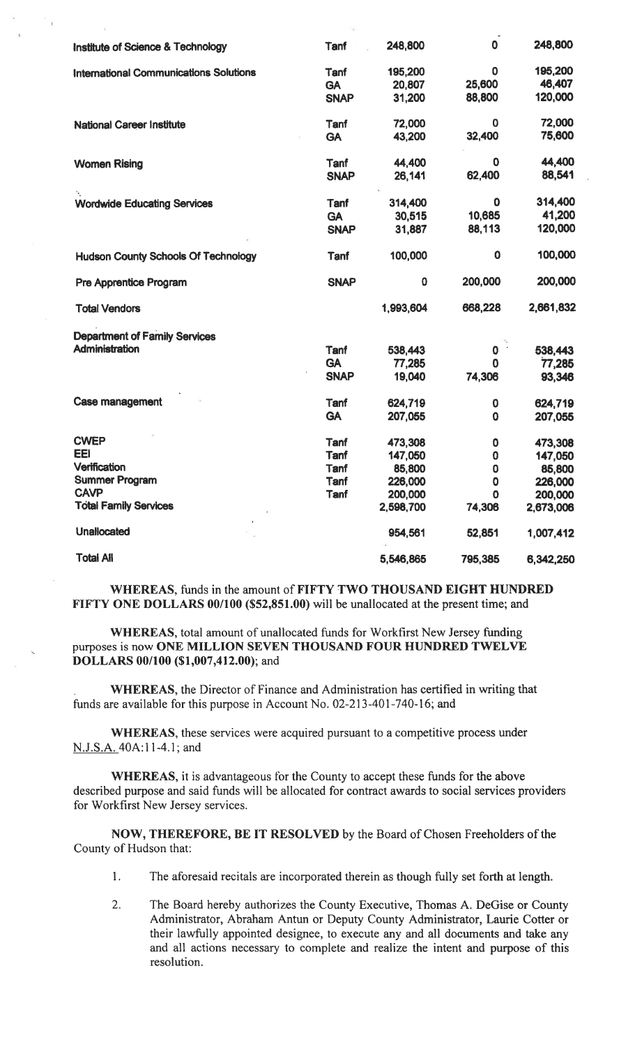| | | | | |
|---|---|---|---|---|
| **Institute of Science & Technology** | **Tanf** | **248,800** | **0** | **248,800** |
| **International Communications Solutions** | **Tanf** | **195,200** | **0** | **195,200** |
| | **GA** | **20,807** | **25,600** | **46,407** |
| | **SNAP** | **31,200** | **88,800** | **120,000** |
| **National Career Institute** | **Tanf** | **72,000** | **0** | **72,000** |
| | **GA** | **43,200** | **32,400** | **75,600** |
| **Women Rising** | **Tanf** | **44,400** | **0** | **44,400** |
| | **SNAP** | **26,141** | **62,400** | **88,541** |
| **Wordwide Educating Services** | **Tanf** | **314,400** | **0** | **314,400** |
| | **GA** | **30,515** | **10,685** | **41,200** |
| | **SNAP** | **31,887** | **88,113** | **120,000** |
| **Hudson County Schools Of Technology** | **Tanf** | **100,000** | **0** | **100,000** |
| **Pre Apprentice Program** | **SNAP** | **0** | **200,000** | **200,000** |
| **Total Vendors** | | **1,993,604** | **668,228** | **2,661,832** |
| **Department of Family Services** | | | | |
| **Administration** | **Tanf** | **538,443** | **0** | **538,443** |
| | **GA** | **77,285** | **0** | **77,285** |
| | **SNAP** | **19,040** | **74,306** | **93,346** |
| **Case management** | **Tanf** | **624,719** | **0** | **624,719** |
| | **GA** | **207,055** | **0** | **207,055** |
| **CWEP** | **Tanf** | **473,308** | **0** | **473,308** |
| **EEI** | **Tanf** | **147,050** | **0** | **147,050** |
| **Verification** | **Tanf** | **85,800** | **0** | **85,800** |
| **Summer Program** | **Tanf** | **226,000** | **0** | **226,000** |
| **CAVP** | **Tanf** | **200,000** | **0** | **200,000** |
| **Total Family Services** | | **2,598,700** | **74,306** | **2,673,006** |
| **Unallocated** | | **954,561** | **52,851** | **1,007,412** |
| **Total All** | | **5,546,865** | **795,385** | **6,342,250** |

**WHEREAS**, funds in the amount of **FIFTY TWO THOUSAND EIGHT HUNDRED FIFTY ONE DOLLARS 00/100 ($52,851.00)** will be unallocated at the present time; and

**WHEREAS**, total amount of unallocated funds for Workfirst New Jersey funding purposes is now **ONE MILLION SEVEN THOUSAND FOUR HUNDRED TWELVE DOLLARS 00/100 ($1,007,412.00)**; and

**WHEREAS**, the Director of Finance and Administration has certified in writing that funds are available for this purpose in Account No. 02-213-401-740-16; and

**WHEREAS**, these services were acquired pursuant to a competitive process under N.J.S.A. 40A:11-4.1; and

**WHEREAS**, it is advantageous for the County to accept these funds for the above described purpose and said funds will be allocated for contract awards to social services providers for Workfirst New Jersey services.

**NOW, THEREFORE, BE IT RESOLVED** by the Board of Chosen Freeholders of the County of Hudson that:

1. The aforesaid recitals are incorporated therein as though fully set forth at length.

2. The Board hereby authorizes the County Executive, Thomas A. DeGise or County Administrator, Abraham Antun or Deputy County Administrator, Laurie Cotter or their lawfully appointed designee, to execute any and all documents and take any and all actions necessary to complete and realize the intent and purpose of this resolution.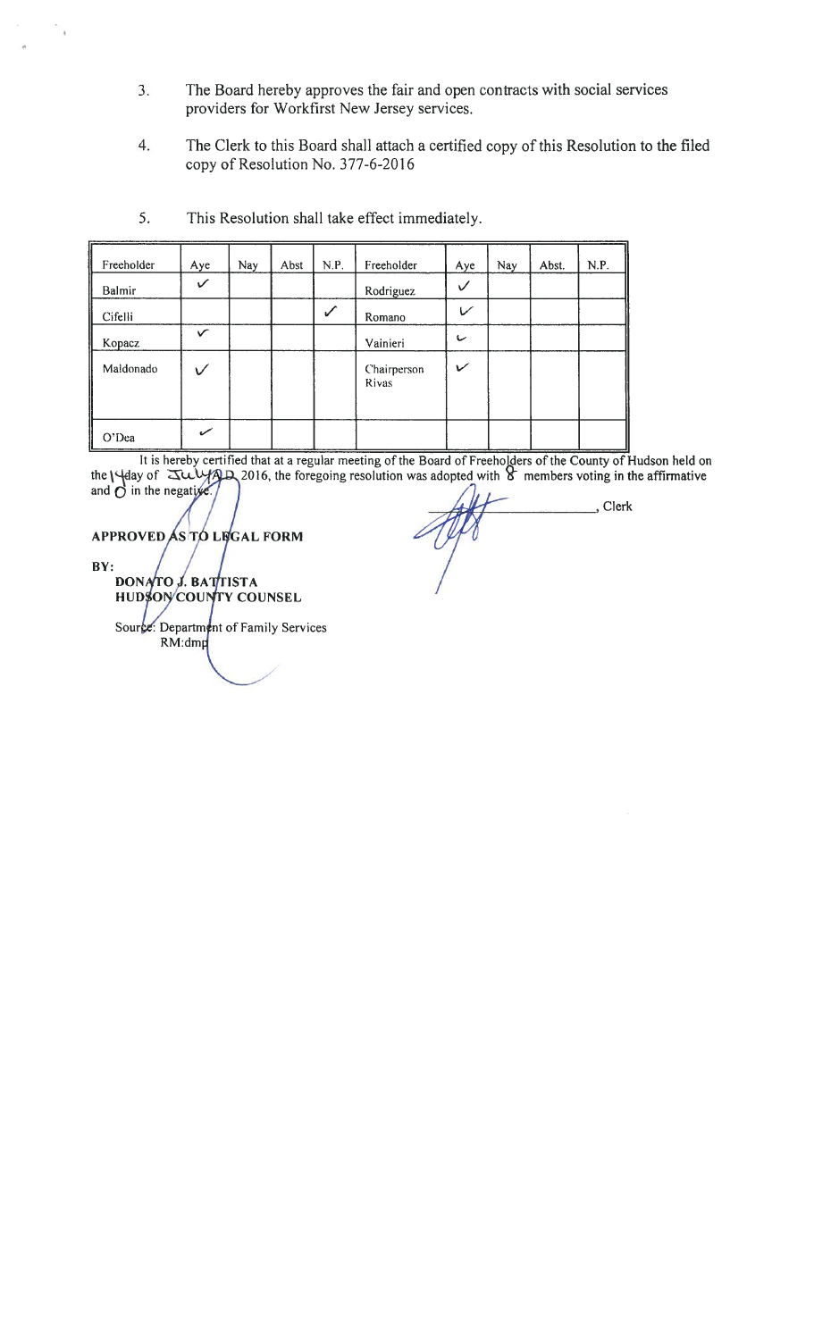3. The Board hereby approves the fair and open contracts with social services providers for Workfirst New Jersey services.

4. The Clerk to this Board shall attach a certified copy of this Resolution to the filed copy of Resolution No. 377-6-2016

5. This Resolution shall take effect immediately.

| Freeholder | Aye | Nay | Abst | N.P. | Freeholder | Aye | Nay | Abst. | N.P. |
|---|---|---|---|---|---|---|---|---|---|
| Balmir | ✓ | | | | Rodriguez | ✓ | | | |
| Cifelli | | | | ✓ | Romano | ✓ | | | |
| Kopacz | ✓ | | | | Vainieri | ✓ | | | |
| Maldonado | ✓ | | | | Chairperson Rivas | ✓ | | | |
| O'Dea | ✓ | | | | | | | | |

It is hereby certified that at a regular meeting of the Board of Freeholders of the County of Hudson held on the 14 day of July A.D. 2016, the foregoing resolution was adopted with 8 members voting in the affirmative and 0 in the negative.

_______________, Clerk

**APPROVED AS TO LEGAL FORM**

**BY:**

**DONATO J. BATTISTA**
**HUDSON COUNTY COUNSEL**

Source: Department of Family Services
RM:dmp